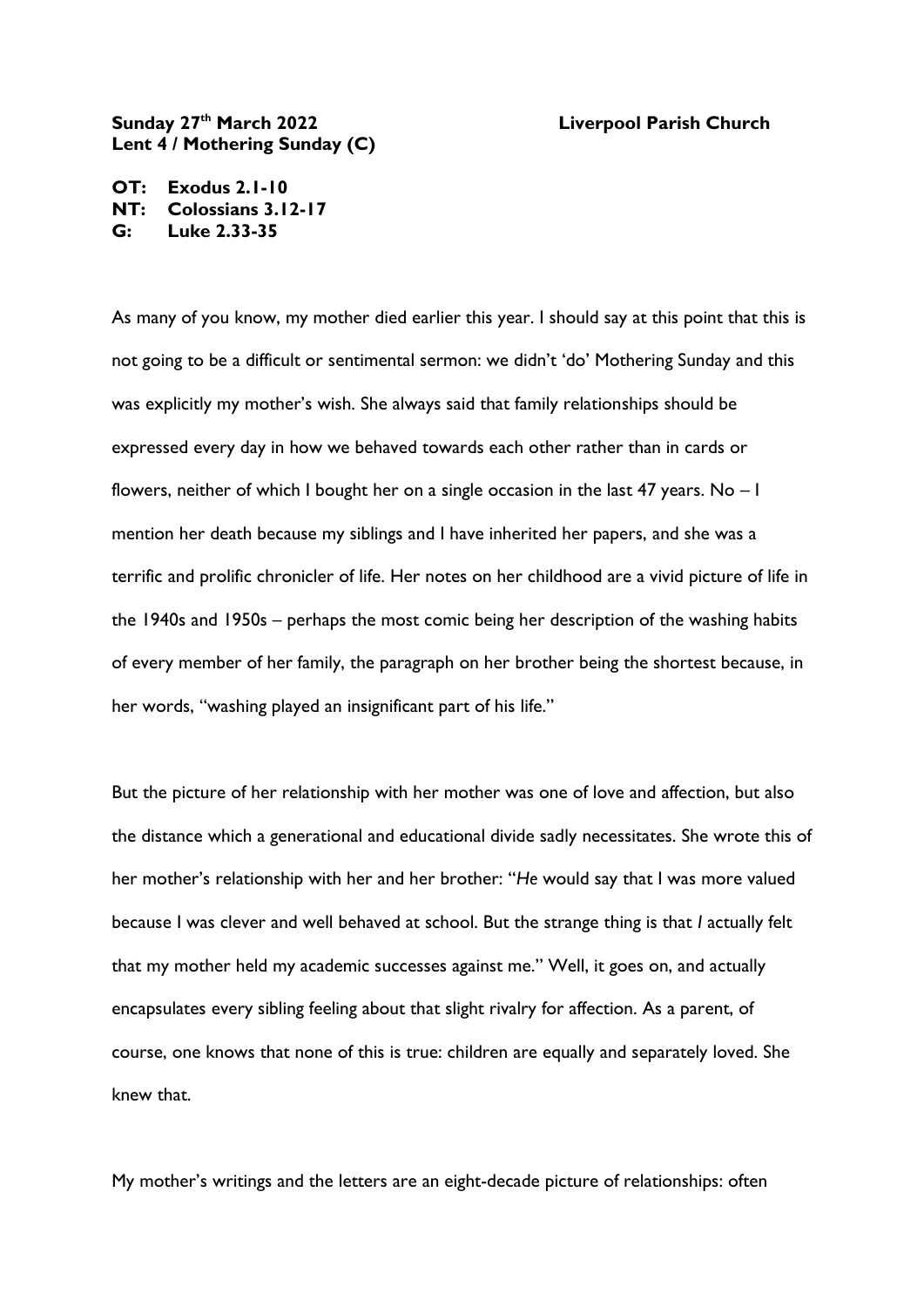**Sunday 27th March 2022** **Liverpool Parish Church**
**Lent 4 / Mothering Sunday (C)**

**OT: Exodus 2.1-10**
**NT: Colossians 3.12-17**
**G: Luke 2.33-35**

As many of you know, my mother died earlier this year. I should say at this point that this is not going to be a difficult or sentimental sermon: we didn't 'do' Mothering Sunday and this was explicitly my mother's wish. She always said that family relationships should be expressed every day in how we behaved towards each other rather than in cards or flowers, neither of which I bought her on a single occasion in the last 47 years. No – I mention her death because my siblings and I have inherited her papers, and she was a terrific and prolific chronicler of life. Her notes on her childhood are a vivid picture of life in the 1940s and 1950s – perhaps the most comic being her description of the washing habits of every member of her family, the paragraph on her brother being the shortest because, in her words, "washing played an insignificant part of his life."

But the picture of her relationship with her mother was one of love and affection, but also the distance which a generational and educational divide sadly necessitates. She wrote this of her mother's relationship with her and her brother: "*He* would say that I was more valued because I was clever and well behaved at school. But the strange thing is that *I* actually felt that my mother held my academic successes against me." Well, it goes on, and actually encapsulates every sibling feeling about that slight rivalry for affection. As a parent, of course, one knows that none of this is true: children are equally and separately loved. She knew that.

My mother's writings and the letters are an eight-decade picture of relationships: often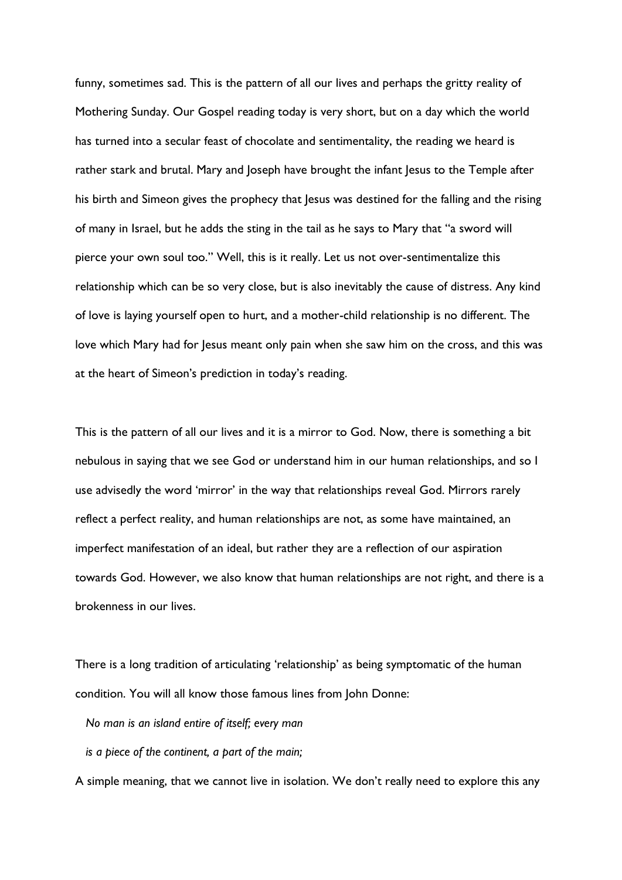funny, sometimes sad. This is the pattern of all our lives and perhaps the gritty reality of Mothering Sunday. Our Gospel reading today is very short, but on a day which the world has turned into a secular feast of chocolate and sentimentality, the reading we heard is rather stark and brutal. Mary and Joseph have brought the infant Jesus to the Temple after his birth and Simeon gives the prophecy that Jesus was destined for the falling and the rising of many in Israel, but he adds the sting in the tail as he says to Mary that "a sword will pierce your own soul too." Well, this is it really. Let us not over-sentimentalize this relationship which can be so very close, but is also inevitably the cause of distress. Any kind of love is laying yourself open to hurt, and a mother-child relationship is no different. The love which Mary had for Jesus meant only pain when she saw him on the cross, and this was at the heart of Simeon's prediction in today's reading.

This is the pattern of all our lives and it is a mirror to God. Now, there is something a bit nebulous in saying that we see God or understand him in our human relationships, and so I use advisedly the word 'mirror' in the way that relationships reveal God. Mirrors rarely reflect a perfect reality, and human relationships are not, as some have maintained, an imperfect manifestation of an ideal, but rather they are a reflection of our aspiration towards God. However, we also know that human relationships are not right, and there is a brokenness in our lives.

There is a long tradition of articulating 'relationship' as being symptomatic of the human condition. You will all know those famous lines from John Donne:

*No man is an island entire of itself; every man*
*is a piece of the continent, a part of the main;*

A simple meaning, that we cannot live in isolation. We don't really need to explore this any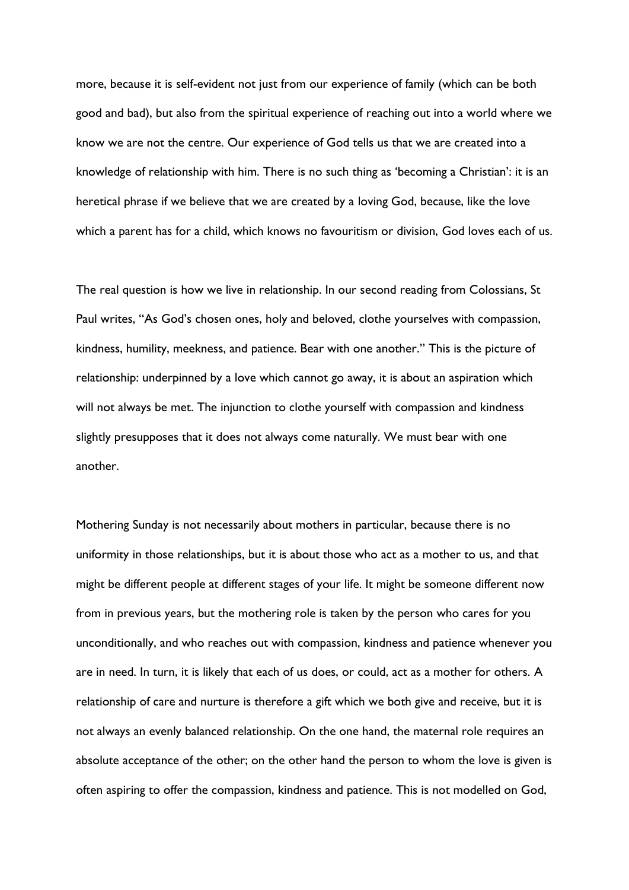more, because it is self-evident not just from our experience of family (which can be both good and bad), but also from the spiritual experience of reaching out into a world where we know we are not the centre. Our experience of God tells us that we are created into a knowledge of relationship with him. There is no such thing as 'becoming a Christian': it is an heretical phrase if we believe that we are created by a loving God, because, like the love which a parent has for a child, which knows no favouritism or division, God loves each of us.

The real question is how we live in relationship. In our second reading from Colossians, St Paul writes, "As God's chosen ones, holy and beloved, clothe yourselves with compassion, kindness, humility, meekness, and patience. Bear with one another." This is the picture of relationship: underpinned by a love which cannot go away, it is about an aspiration which will not always be met. The injunction to clothe yourself with compassion and kindness slightly presupposes that it does not always come naturally. We must bear with one another.

Mothering Sunday is not necessarily about mothers in particular, because there is no uniformity in those relationships, but it is about those who act as a mother to us, and that might be different people at different stages of your life. It might be someone different now from in previous years, but the mothering role is taken by the person who cares for you unconditionally, and who reaches out with compassion, kindness and patience whenever you are in need. In turn, it is likely that each of us does, or could, act as a mother for others. A relationship of care and nurture is therefore a gift which we both give and receive, but it is not always an evenly balanced relationship. On the one hand, the maternal role requires an absolute acceptance of the other; on the other hand the person to whom the love is given is often aspiring to offer the compassion, kindness and patience. This is not modelled on God,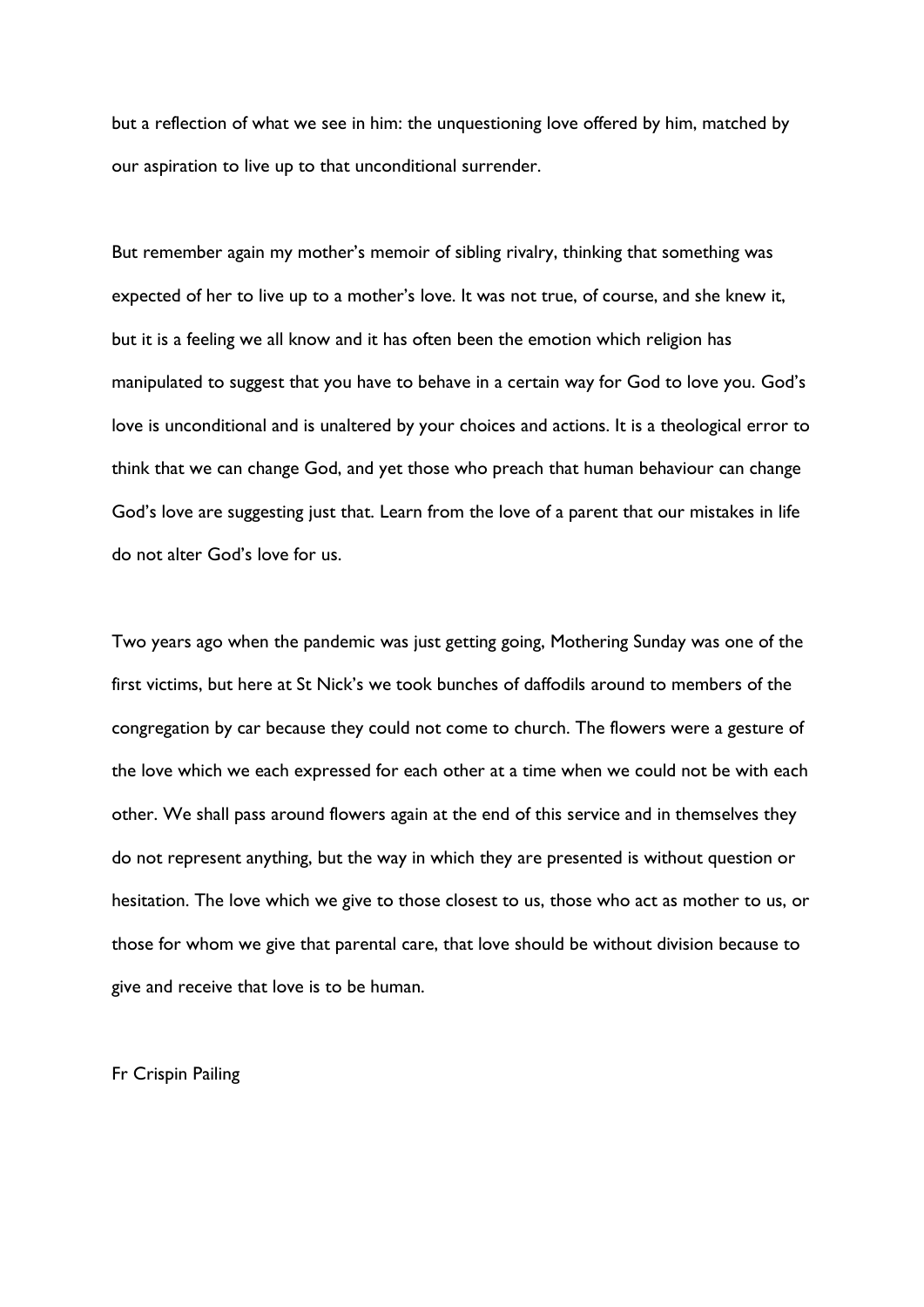but a reflection of what we see in him: the unquestioning love offered by him, matched by our aspiration to live up to that unconditional surrender.

But remember again my mother's memoir of sibling rivalry, thinking that something was expected of her to live up to a mother's love. It was not true, of course, and she knew it, but it is a feeling we all know and it has often been the emotion which religion has manipulated to suggest that you have to behave in a certain way for God to love you. God's love is unconditional and is unaltered by your choices and actions. It is a theological error to think that we can change God, and yet those who preach that human behaviour can change God's love are suggesting just that. Learn from the love of a parent that our mistakes in life do not alter God's love for us.

Two years ago when the pandemic was just getting going, Mothering Sunday was one of the first victims, but here at St Nick's we took bunches of daffodils around to members of the congregation by car because they could not come to church. The flowers were a gesture of the love which we each expressed for each other at a time when we could not be with each other. We shall pass around flowers again at the end of this service and in themselves they do not represent anything, but the way in which they are presented is without question or hesitation. The love which we give to those closest to us, those who act as mother to us, or those for whom we give that parental care, that love should be without division because to give and receive that love is to be human.

Fr Crispin Pailing